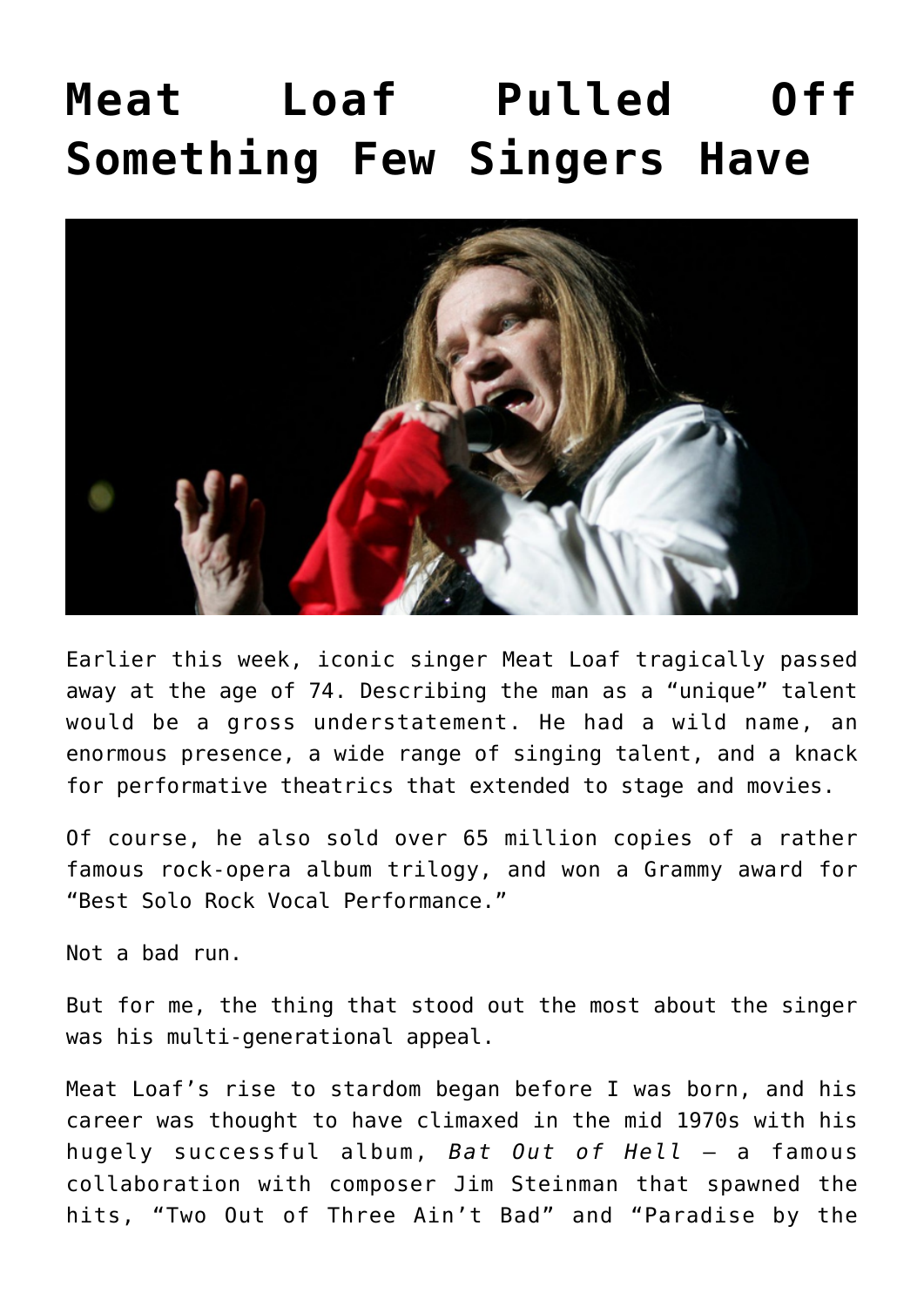# Meat Loaf Pulled Off Something Few Singers Have

Earlier this week, iconic singer Meat Loaf tragically passed away at the age of 74. Describing the man as a "unique" talent would be a gross understatement. He had a wild name, an enormous presence, a wide range of singing talent, and a knack for performative theatrics that extended to stage and movies.

Of course, he also sold over 65 million copies of a rather famous rock-opera album trilogy, and won a Grammy award for "Best Solo Rock Vocal Performance."

Not a bad run.

But for me, the thing that stood out the most about the singer was his multi-generational appeal.

Meat Loaf's rise to stardom began before I was born, and his career was thought to have climaxed in the mid 1970s with his hugely successful album, *Bat Out of Hell* – a famous collaboration with composer Jim Steinman that spawned the hits, "Two Out of Three Ain't Bad" and "Paradise by the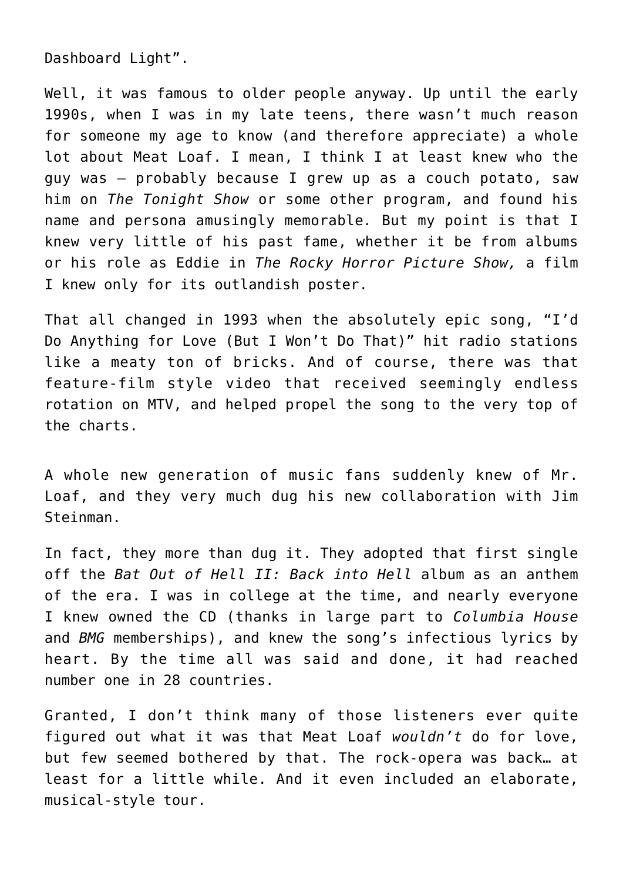Dashboard Light".

Well, it was famous to older people anyway. Up until the early 1990s, when I was in my late teens, there wasn't much reason for someone my age to know (and therefore appreciate) a whole lot about Meat Loaf. I mean, I think I at least knew who the guy was – probably because I grew up as a couch potato, saw him on *The Tonight Show* or some other program, and found his name and persona amusingly memorable*.* But my point is that I knew very little of his past fame, whether it be from albums or his role as Eddie in *The Rocky Horror Picture Show,* a film I knew only for its outlandish poster.

That all changed in 1993 when the absolutely epic song, "I'd Do Anything for Love (But I Won't Do That)" hit radio stations like a meaty ton of bricks. And of course, there was that feature-film style video that received seemingly endless rotation on MTV, and helped propel the song to the very top of the charts.

A whole new generation of music fans suddenly knew of Mr. Loaf, and they very much dug his new collaboration with Jim Steinman.

In fact, they more than dug it. They adopted that first single off the *Bat Out of Hell II: Back into Hell* album as an anthem of the era. I was in college at the time, and nearly everyone I knew owned the CD (thanks in large part to *Columbia House* and *BMG* memberships), and knew the song's infectious lyrics by heart. By the time all was said and done, it had reached number one in 28 countries.

Granted, I don't think many of those listeners ever quite figured out what it was that Meat Loaf *wouldn't* do for love, but few seemed bothered by that. The rock-opera was back… at least for a little while. And it even included an elaborate, musical-style tour.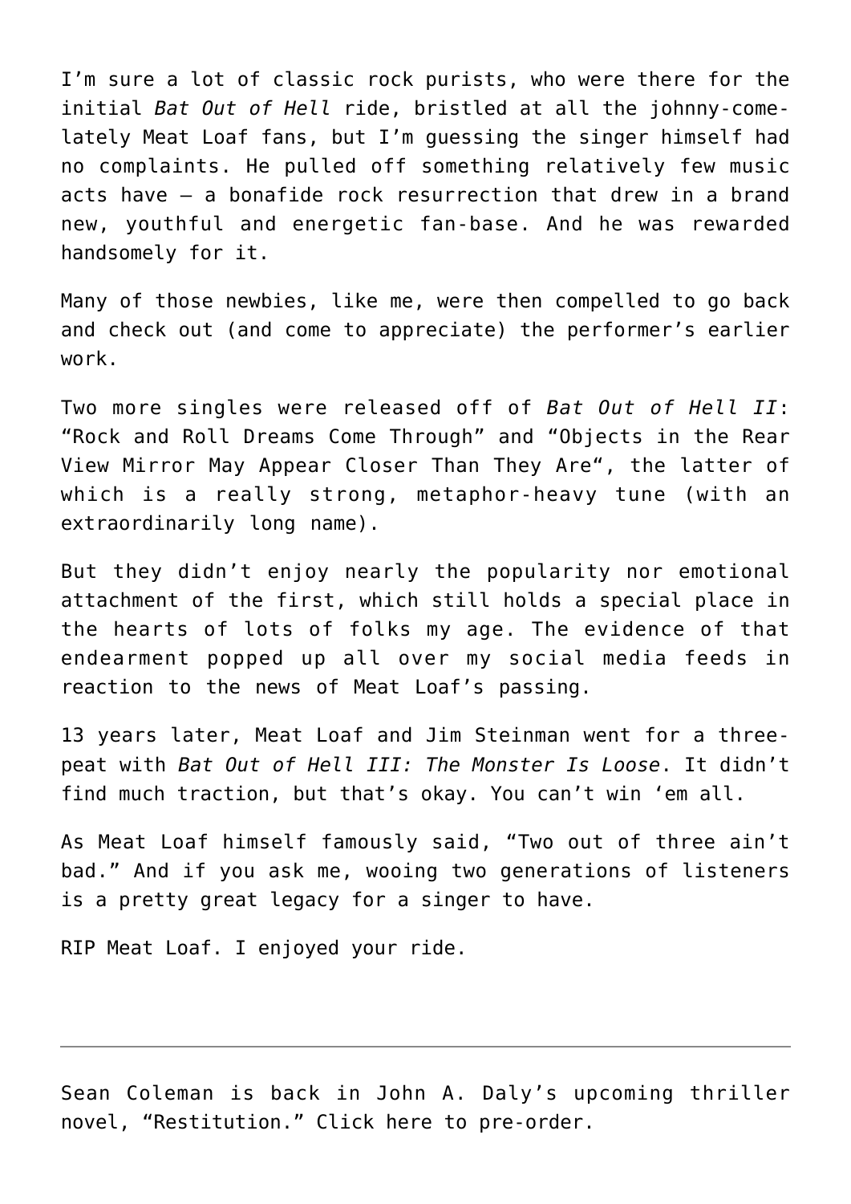I'm sure a lot of classic rock purists, who were there for the initial *Bat Out of Hell* ride, bristled at all the johnny-come-lately Meat Loaf fans, but I'm guessing the singer himself had no complaints. He pulled off something relatively few music acts have – a bonafide rock resurrection that drew in a brand new, youthful and energetic fan-base. And he was rewarded handsomely for it.

Many of those newbies, like me, were then compelled to go back and check out (and come to appreciate) the performer's earlier work.

Two more singles were released off of *Bat Out of Hell II*: "Rock and Roll Dreams Come Through" and "Objects in the Rear View Mirror May Appear Closer Than They Are", the latter of which is a really strong, metaphor-heavy tune (with an extraordinarily long name).

But they didn't enjoy nearly the popularity nor emotional attachment of the first, which still holds a special place in the hearts of lots of folks my age. The evidence of that endearment popped up all over my social media feeds in reaction to the news of Meat Loaf's passing.

13 years later, Meat Loaf and Jim Steinman went for a three-peat with *Bat Out of Hell III: The Monster Is Loose*. It didn't find much traction, but that's okay. You can't win 'em all.

As Meat Loaf himself famously said, "Two out of three ain't bad." And if you ask me, wooing two generations of listeners is a pretty great legacy for a singer to have.

RIP Meat Loaf. I enjoyed your ride.

---

Sean Coleman is back in John A. Daly's upcoming thriller novel, "Restitution." Click here to pre-order.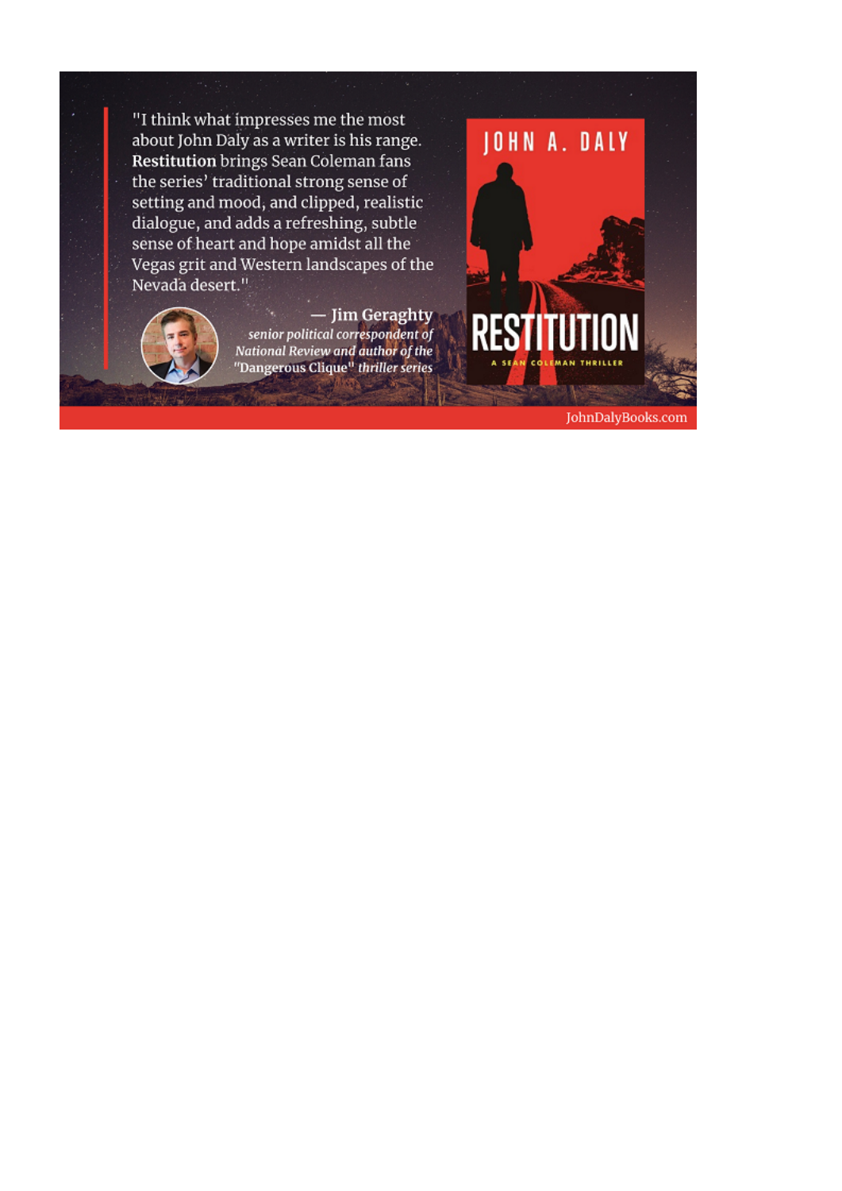"I think what impresses me the most about John Daly as a writer is his range. **Restitution** brings Sean Coleman fans the series' traditional strong sense of setting and mood, and clipped, realistic dialogue, and adds a refreshing, subtle sense of heart and hope amidst all the Vegas grit and Western landscapes of the Nevada desert."

— **Jim Geraghty**
*senior political correspondent of National Review and author of the* "Dangerous Clique" *thriller series*

JOHN A. DALY

RESTITUTION

A SEAN COLEMAN THRILLER

JohnDalyBooks.com